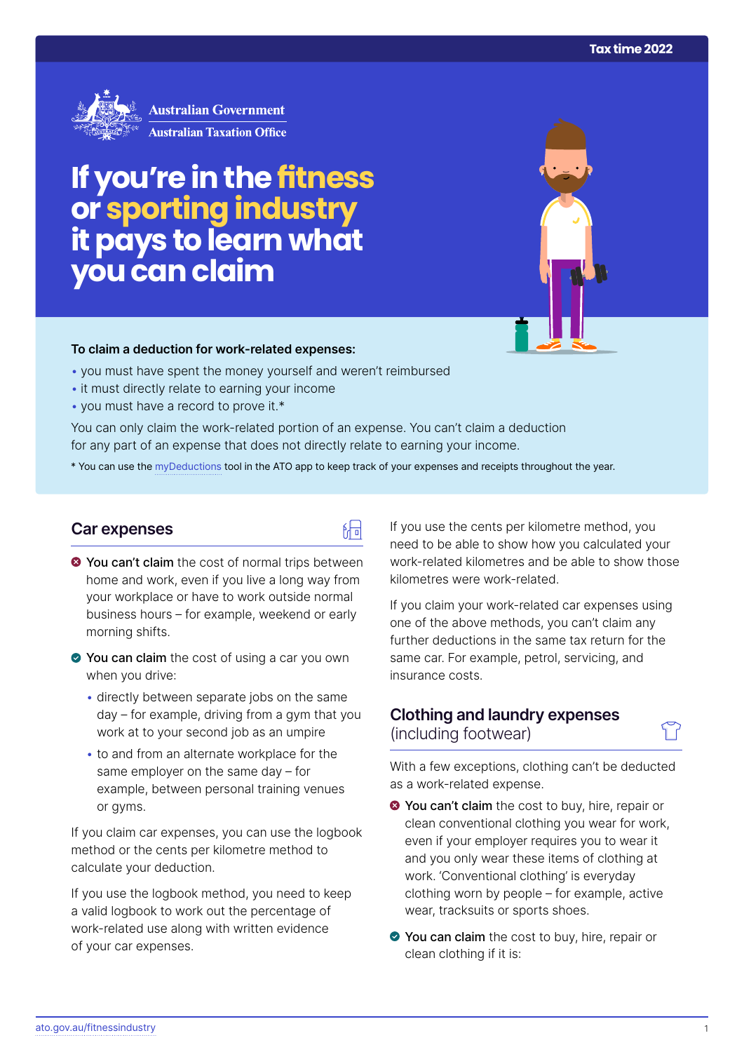Australian Government
Australian Taxation Office

# If you're in the fitness or sporting industry it pays to learn what you can claim

**To claim a deduction for work-related expenses:**

- you must have spent the money yourself and weren't reimbursed
- it must directly relate to earning your income
- you must have a record to prove it.*

You can only claim the work-related portion of an expense. You can't claim a deduction for any part of an expense that does not directly relate to earning your income.

* You can use the myDeductions tool in the ATO app to keep track of your expenses and receipts throughout the year.

## Car expenses

- **You can't claim** the cost of normal trips between home and work, even if you live a long way from your workplace or have to work outside normal business hours – for example, weekend or early morning shifts.
- **You can claim** the cost of using a car you own when you drive:
  - directly between separate jobs on the same day – for example, driving from a gym that you work at to your second job as an umpire
  - to and from an alternate workplace for the same employer on the same day – for example, between personal training venues or gyms.

If you claim car expenses, you can use the logbook method or the cents per kilometre method to calculate your deduction.

If you use the logbook method, you need to keep a valid logbook to work out the percentage of work-related use along with written evidence of your car expenses.

If you use the cents per kilometre method, you need to be able to show how you calculated your work-related kilometres and be able to show those kilometres were work-related.

If you claim your work-related car expenses using one of the above methods, you can't claim any further deductions in the same tax return for the same car. For example, petrol, servicing, and insurance costs.

## Clothing and laundry expenses (including footwear)

With a few exceptions, clothing can't be deducted as a work-related expense.

- **You can't claim** the cost to buy, hire, repair or clean conventional clothing you wear for work, even if your employer requires you to wear it and you only wear these items of clothing at work. 'Conventional clothing' is everyday clothing worn by people – for example, active wear, tracksuits or sports shoes.
- **You can claim** the cost to buy, hire, repair or clean clothing if it is: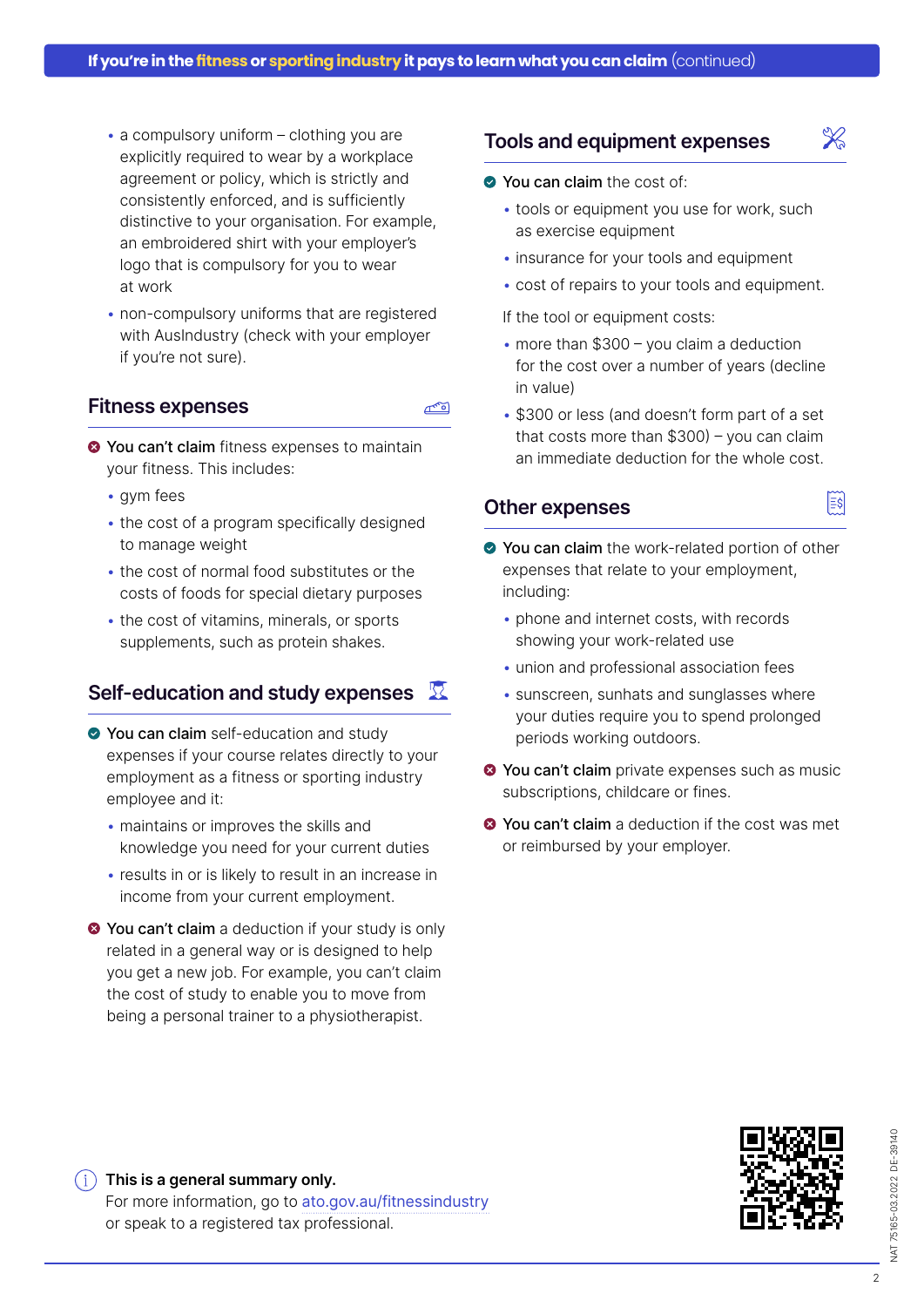- a compulsory uniform – clothing you are explicitly required to wear by a workplace agreement or policy, which is strictly and consistently enforced, and is sufficiently distinctive to your organisation. For example, an embroidered shirt with your employer's logo that is compulsory for you to wear at work
- non-compulsory uniforms that are registered with AusIndustry (check with your employer if you're not sure).

## Fitness expenses

**You can't claim** fitness expenses to maintain your fitness. This includes:

- gym fees
- the cost of a program specifically designed to manage weight
- the cost of normal food substitutes or the costs of foods for special dietary purposes
- the cost of vitamins, minerals, or sports supplements, such as protein shakes.

## Self-education and study expenses

**You can claim** self-education and study expenses if your course relates directly to your employment as a fitness or sporting industry employee and it:

- maintains or improves the skills and knowledge you need for your current duties
- results in or is likely to result in an increase in income from your current employment.

**You can't claim** a deduction if your study is only related in a general way or is designed to help you get a new job. For example, you can't claim the cost of study to enable you to move from being a personal trainer to a physiotherapist.

## Tools and equipment expenses

**You can claim** the cost of:

- tools or equipment you use for work, such as exercise equipment
- insurance for your tools and equipment
- cost of repairs to your tools and equipment.

If the tool or equipment costs:

- more than $300 – you claim a deduction for the cost over a number of years (decline in value)
- $300 or less (and doesn't form part of a set that costs more than $300) – you can claim an immediate deduction for the whole cost.

## Other expenses

**You can claim** the work-related portion of other expenses that relate to your employment, including:

- phone and internet costs, with records showing your work-related use
- union and professional association fees
- sunscreen, sunhats and sunglasses where your duties require you to spend prolonged periods working outdoors.

**You can't claim** private expenses such as music subscriptions, childcare or fines.

**You can't claim** a deduction if the cost was met or reimbursed by your employer.

**This is a general summary only.**
For more information, go to ato.gov.au/fitnessindustry or speak to a registered tax professional.

NAT 75165-03.2022 DE-39140